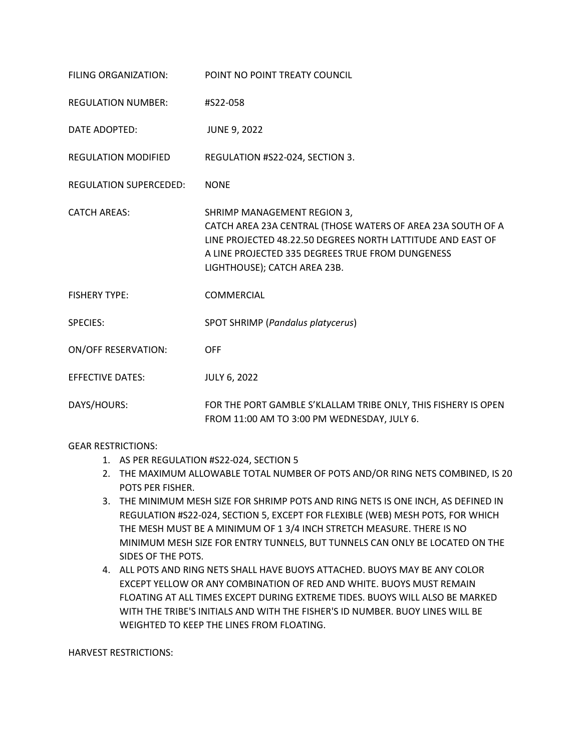FILING ORGANIZATION: POINT NO POINT TREATY COUNCIL

REGULATION NUMBER: #S22-058

DATE ADOPTED: JUNE 9, 2022

REGULATION MODIFIED REGULATION #S22-024, SECTION 3.

REGULATION SUPERCEDED: NONE

CATCH AREAS: SHRIMP MANAGEMENT REGION 3, CATCH AREA 23A CENTRAL (THOSE WATERS OF AREA 23A SOUTH OF A LINE PROJECTED 48.22.50 DEGREES NORTH LATTITUDE AND EAST OF A LINE PROJECTED 335 DEGREES TRUE FROM DUNGENESS LIGHTHOUSE); CATCH AREA 23B.

FISHERY TYPE: COMMERCIAL

SPECIES: SPOT SHRIMP (*Pandalus platycerus*)

ON/OFF RESERVATION: OFF

EFFECTIVE DATES: JULY 6, 2022

DAYS/HOURS: FOR THE PORT GAMBLE S'KLALLAM TRIBE ONLY, THIS FISHERY IS OPEN FROM 11:00 AM TO 3:00 PM WEDNESDAY, JULY 6.

GEAR RESTRICTIONS:

1. AS PER REGULATION #S22-024, SECTION 5
2. THE MAXIMUM ALLOWABLE TOTAL NUMBER OF POTS AND/OR RING NETS COMBINED, IS 20 POTS PER FISHER.
3. THE MINIMUM MESH SIZE FOR SHRIMP POTS AND RING NETS IS ONE INCH, AS DEFINED IN REGULATION #S22-024, SECTION 5, EXCEPT FOR FLEXIBLE (WEB) MESH POTS, FOR WHICH THE MESH MUST BE A MINIMUM OF 1 3/4 INCH STRETCH MEASURE. THERE IS NO MINIMUM MESH SIZE FOR ENTRY TUNNELS, BUT TUNNELS CAN ONLY BE LOCATED ON THE SIDES OF THE POTS.
4. ALL POTS AND RING NETS SHALL HAVE BUOYS ATTACHED. BUOYS MAY BE ANY COLOR EXCEPT YELLOW OR ANY COMBINATION OF RED AND WHITE. BUOYS MUST REMAIN FLOATING AT ALL TIMES EXCEPT DURING EXTREME TIDES. BUOYS WILL ALSO BE MARKED WITH THE TRIBE'S INITIALS AND WITH THE FISHER'S ID NUMBER. BUOY LINES WILL BE WEIGHTED TO KEEP THE LINES FROM FLOATING.

HARVEST RESTRICTIONS: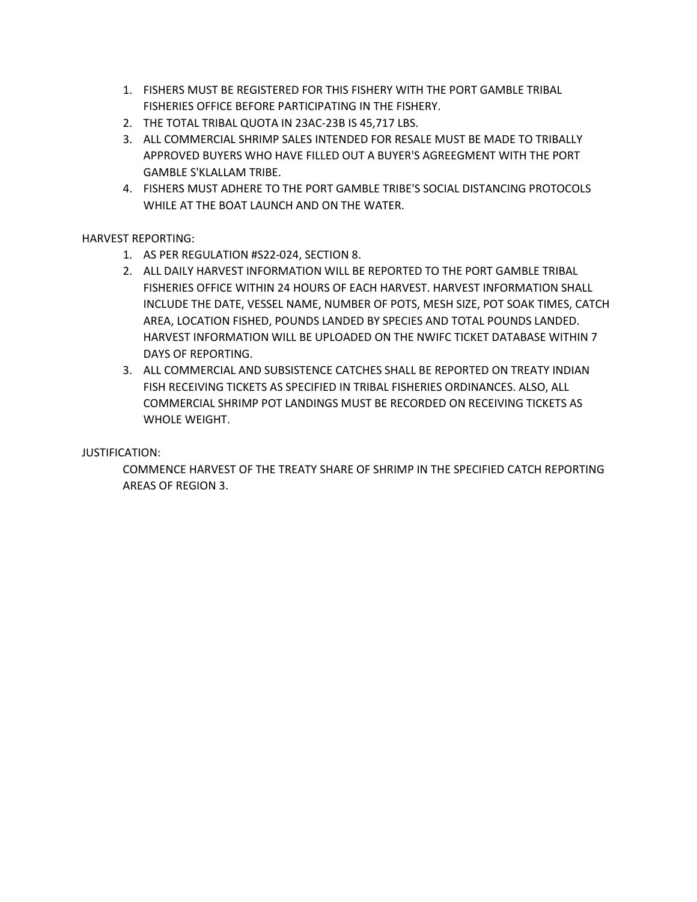1. FISHERS MUST BE REGISTERED FOR THIS FISHERY WITH THE PORT GAMBLE TRIBAL FISHERIES OFFICE BEFORE PARTICIPATING IN THE FISHERY.
2. THE TOTAL TRIBAL QUOTA IN 23AC-23B IS 45,717 LBS.
3. ALL COMMERCIAL SHRIMP SALES INTENDED FOR RESALE MUST BE MADE TO TRIBALLY APPROVED BUYERS WHO HAVE FILLED OUT A BUYER'S AGREEGMENT WITH THE PORT GAMBLE S'KLALLAM TRIBE.
4. FISHERS MUST ADHERE TO THE PORT GAMBLE TRIBE'S SOCIAL DISTANCING PROTOCOLS WHILE AT THE BOAT LAUNCH AND ON THE WATER.

HARVEST REPORTING:

1. AS PER REGULATION #S22-024, SECTION 8.
2. ALL DAILY HARVEST INFORMATION WILL BE REPORTED TO THE PORT GAMBLE TRIBAL FISHERIES OFFICE WITHIN 24 HOURS OF EACH HARVEST. HARVEST INFORMATION SHALL INCLUDE THE DATE, VESSEL NAME, NUMBER OF POTS, MESH SIZE, POT SOAK TIMES, CATCH AREA, LOCATION FISHED, POUNDS LANDED BY SPECIES AND TOTAL POUNDS LANDED. HARVEST INFORMATION WILL BE UPLOADED ON THE NWIFC TICKET DATABASE WITHIN 7 DAYS OF REPORTING.
3. ALL COMMERCIAL AND SUBSISTENCE CATCHES SHALL BE REPORTED ON TREATY INDIAN FISH RECEIVING TICKETS AS SPECIFIED IN TRIBAL FISHERIES ORDINANCES. ALSO, ALL COMMERCIAL SHRIMP POT LANDINGS MUST BE RECORDED ON RECEIVING TICKETS AS WHOLE WEIGHT.

JUSTIFICATION:

COMMENCE HARVEST OF THE TREATY SHARE OF SHRIMP IN THE SPECIFIED CATCH REPORTING AREAS OF REGION 3.